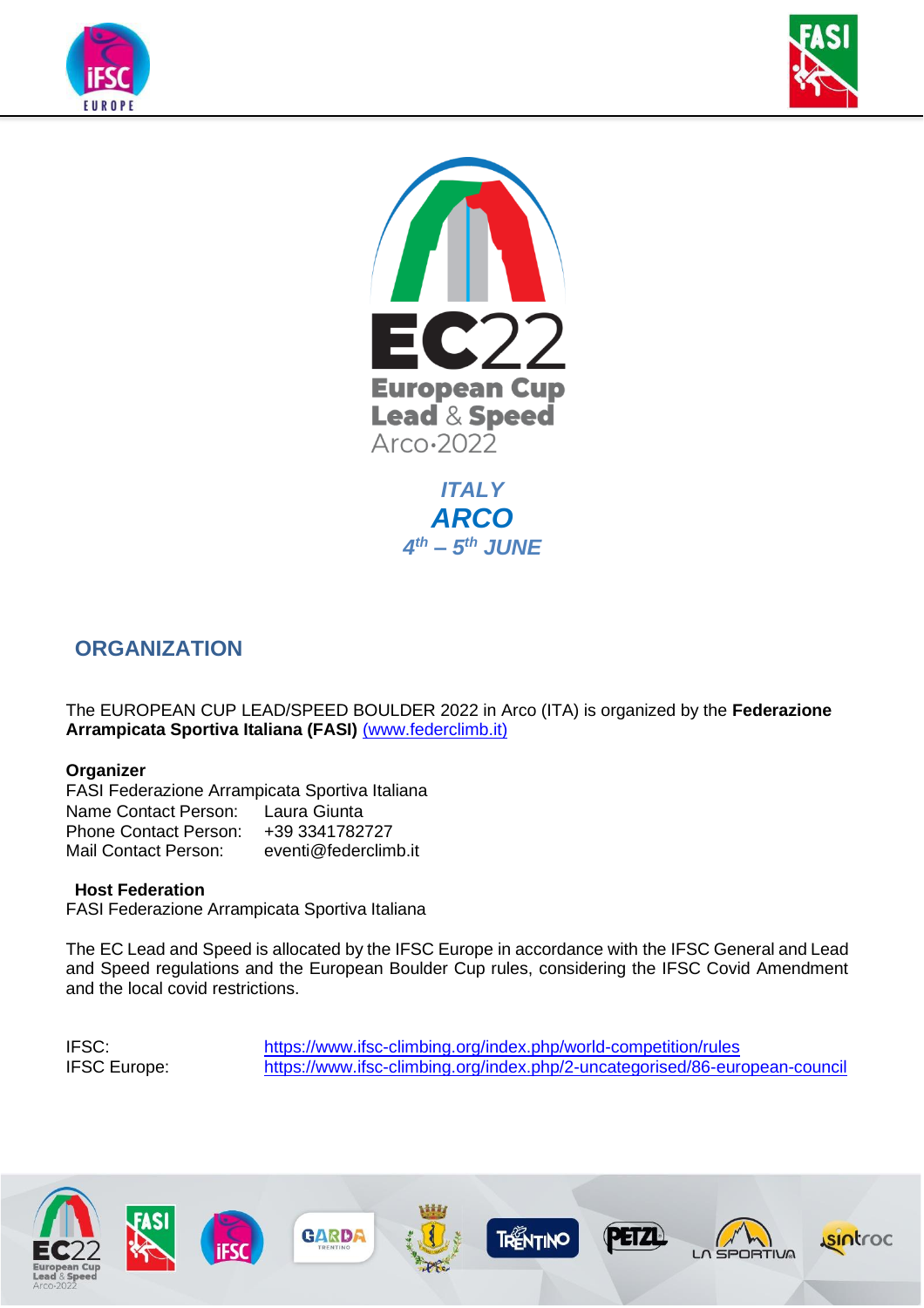EC22
European Cup
Lead & Speed
Arco·2022

*ITALY*
***ARCO***
*4th – 5th JUNE*

## ORGANIZATION

The EUROPEAN CUP LEAD/SPEED BOULDER 2022 in Arco (ITA) is organized by the **Federazione Arrampicata Sportiva Italiana (FASI)** (www.federclimb.it)

**Organizer**
FASI Federazione Arrampicata Sportiva Italiana
Name Contact Person: Laura Giunta
Phone Contact Person: +39 3341782727
Mail Contact Person: eventi@federclimb.it

**Host Federation**
FASI Federazione Arrampicata Sportiva Italiana

The EC Lead and Speed is allocated by the IFSC Europe in accordance with the IFSC General and Lead and Speed regulations and the European Boulder Cup rules, considering the IFSC Covid Amendment and the local covid restrictions.

IFSC: https://www.ifsc-climbing.org/index.php/world-competition/rules
IFSC Europe: https://www.ifsc-climbing.org/index.php/2-uncategorised/86-european-council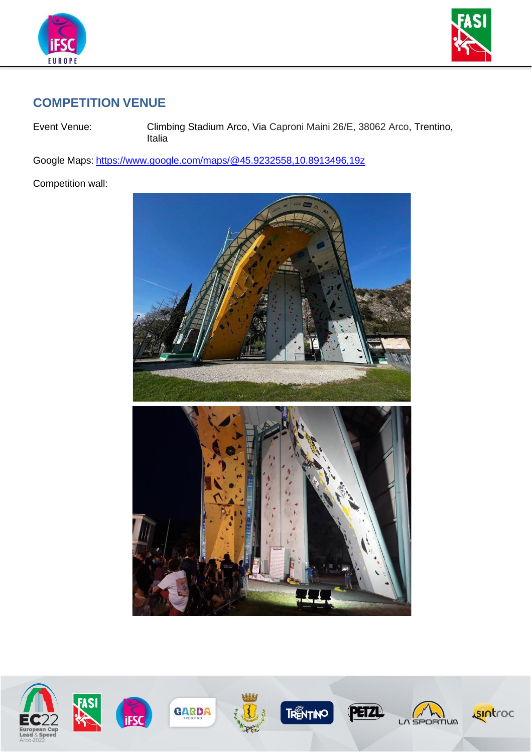## COMPETITION VENUE

Event Venue: Climbing Stadium Arco, Via Caproni Maini 26/E, 38062 Arco, Trentino, Italia

Google Maps: https://www.google.com/maps/@45.9232558,10.8913496,19z

Competition wall: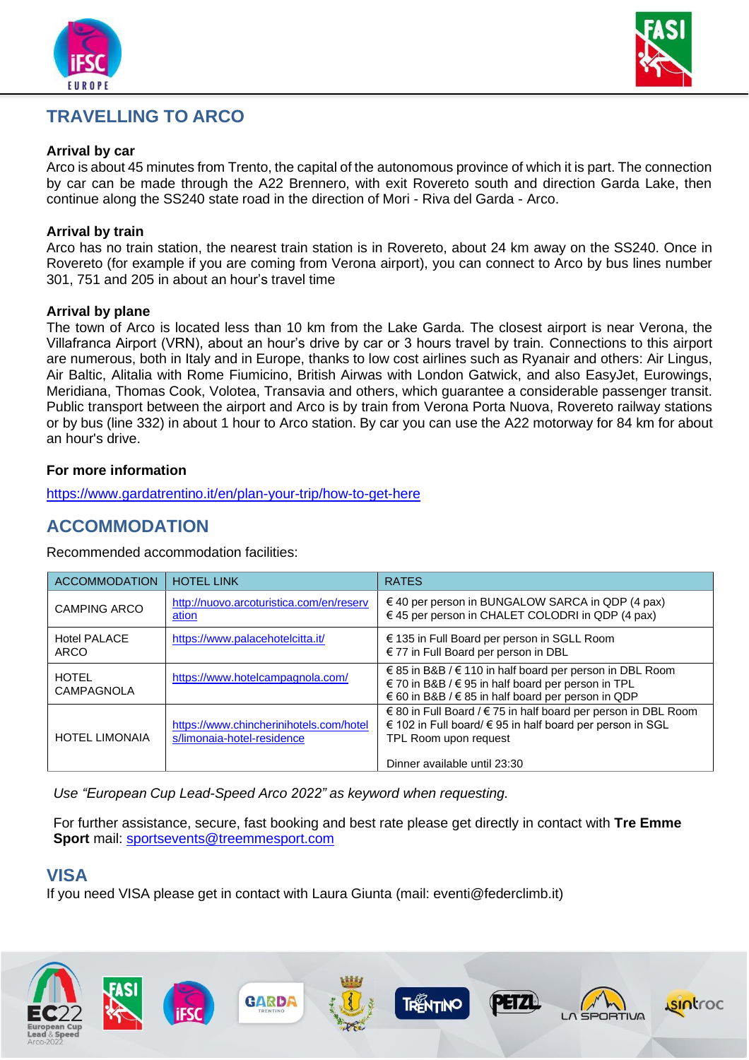## TRAVELLING TO ARCO

**Arrival by car**

Arco is about 45 minutes from Trento, the capital of the autonomous province of which it is part. The connection by car can be made through the A22 Brennero, with exit Rovereto south and direction Garda Lake, then continue along the SS240 state road in the direction of Mori - Riva del Garda - Arco.

**Arrival by train**

Arco has no train station, the nearest train station is in Rovereto, about 24 km away on the SS240. Once in Rovereto (for example if you are coming from Verona airport), you can connect to Arco by bus lines number 301, 751 and 205 in about an hour's travel time

**Arrival by plane**

The town of Arco is located less than 10 km from the Lake Garda. The closest airport is near Verona, the Villafranca Airport (VRN), about an hour's drive by car or 3 hours travel by train. Connections to this airport are numerous, both in Italy and in Europe, thanks to low cost airlines such as Ryanair and others: Air Lingus, Air Baltic, Alitalia with Rome Fiumicino, British Airwas with London Gatwick, and also EasyJet, Eurowings, Meridiana, Thomas Cook, Volotea, Transavia and others, which guarantee a considerable passenger transit. Public transport between the airport and Arco is by train from Verona Porta Nuova, Rovereto railway stations or by bus (line 332) in about 1 hour to Arco station. By car you can use the A22 motorway for 84 km for about an hour's drive.

**For more information**

https://www.gardatrentino.it/en/plan-your-trip/how-to-get-here

## ACCOMMODATION

Recommended accommodation facilities:

| ACCOMMODATION | HOTEL LINK | RATES |
|---|---|---|
| CAMPING ARCO | http://nuovo.arcoturistica.com/en/reservation | € 40 per person in BUNGALOW SARCA in QDP (4 pax)<br>€ 45 per person in CHALET COLODRI in QDP (4 pax) |
| Hotel PALACE ARCO | https://www.palacehotelcitta.it/ | € 135 in Full Board per person in SGLL Room<br>€ 77 in Full Board per person in DBL |
| HOTEL CAMPAGNOLA | https://www.hotelcampagnola.com/ | € 85 in B&B / € 110 in half board per person in DBL Room<br>€ 70 in B&B / € 95 in half board per person in TPL<br>€ 60 in B&B / € 85 in half board per person in QDP |
| HOTEL LIMONAIA | https://www.chincherinihotels.com/hotels/limonaia-hotel-residence | € 80 in Full Board / € 75 in half board per person in DBL Room<br>€ 102 in Full board/ € 95 in half board per person in SGL<br>TPL Room upon request<br><br>Dinner available until 23:30 |

*Use "European Cup Lead-Speed Arco 2022" as keyword when requesting.*

For further assistance, secure, fast booking and best rate please get directly in contact with **Tre Emme Sport** mail: sportsevents@treemmesport.com

## VISA

If you need VISA please get in contact with Laura Giunta (mail: eventi@federclimb.it)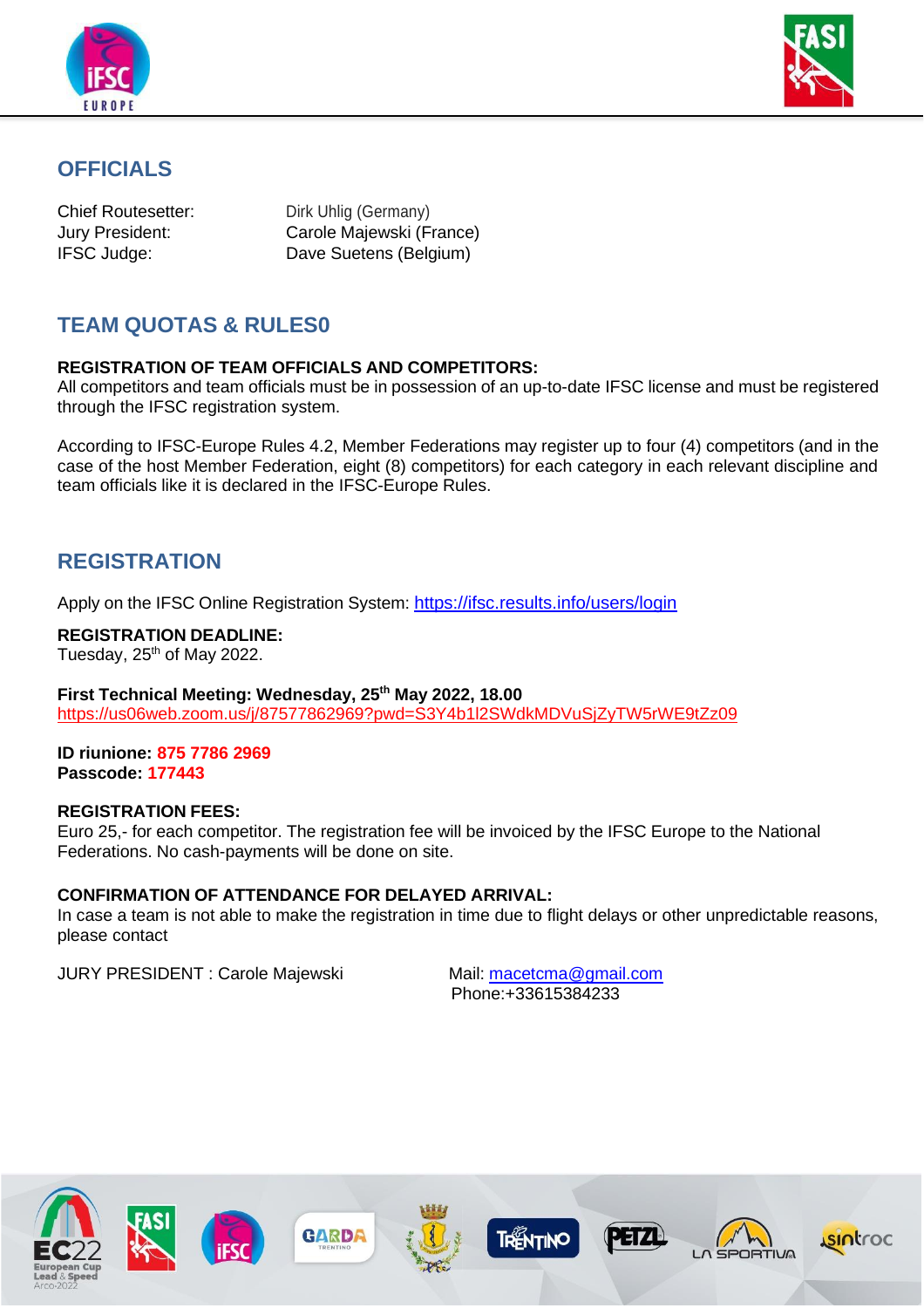## OFFICIALS

Chief Routesetter: Dirk Uhlig (Germany)
Jury President: Carole Majewski (France)
IFSC Judge: Dave Suetens (Belgium)

## TEAM QUOTAS & RULES0

**REGISTRATION OF TEAM OFFICIALS AND COMPETITORS:**
All competitors and team officials must be in possession of an up-to-date IFSC license and must be registered through the IFSC registration system.

According to IFSC-Europe Rules 4.2, Member Federations may register up to four (4) competitors (and in the case of the host Member Federation, eight (8) competitors) for each category in each relevant discipline and team officials like it is declared in the IFSC-Europe Rules.

## REGISTRATION

Apply on the IFSC Online Registration System: https://ifsc.results.info/users/login

**REGISTRATION DEADLINE:**
Tuesday, 25th of May 2022.

**First Technical Meeting: Wednesday, 25th May 2022, 18.00**
https://us06web.zoom.us/j/87577862969?pwd=S3Y4b1l2SWdkMDVuSjZyTW5rWE9tZz09

**ID riunione:** **875 7786 2969**
**Passcode:** **177443**

**REGISTRATION FEES:**
Euro 25,- for each competitor. The registration fee will be invoiced by the IFSC Europe to the National Federations. No cash-payments will be done on site.

**CONFIRMATION OF ATTENDANCE FOR DELAYED ARRIVAL:**
In case a team is not able to make the registration in time due to flight delays or other unpredictable reasons, please contact

JURY PRESIDENT : Carole Majewski
Mail: macetcma@gmail.com
Phone:+33615384233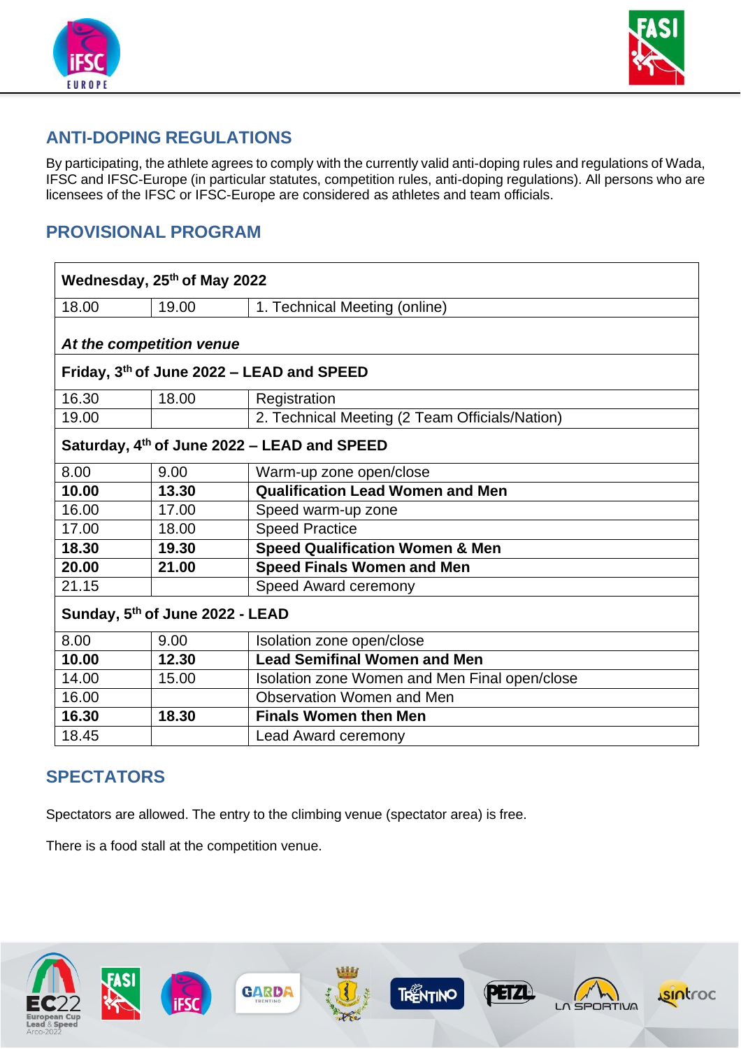## ANTI-DOPING REGULATIONS

By participating, the athlete agrees to comply with the currently valid anti-doping rules and regulations of Wada, IFSC and IFSC-Europe (in particular statutes, competition rules, anti-doping regulations). All persons who are licensees of the IFSC or IFSC-Europe are considered as athletes and team officials.

## PROVISIONAL PROGRAM

| | | |
|---|---|---|
| **Wednesday, 25th of May 2022** | | |
| 18.00 | 19.00 | 1. Technical Meeting (online) |
| ***At the competition venue*** | | |
| **Friday, 3rd of June 2022 – LEAD and SPEED** | | |
| 16.30 | 18.00 | Registration |
| 19.00 | | 2. Technical Meeting (2 Team Officials/Nation) |
| **Saturday, 4th of June 2022 – LEAD and SPEED** | | |
| 8.00 | 9.00 | Warm-up zone open/close |
| **10.00** | **13.30** | **Qualification Lead Women and Men** |
| 16.00 | 17.00 | Speed warm-up zone |
| 17.00 | 18.00 | Speed Practice |
| **18.30** | **19.30** | **Speed Qualification Women & Men** |
| **20.00** | **21.00** | **Speed Finals Women and Men** |
| 21.15 | | Speed Award ceremony |
| **Sunday, 5th of June 2022 - LEAD** | | |
| 8.00 | 9.00 | Isolation zone open/close |
| **10.00** | **12.30** | **Lead Semifinal Women and Men** |
| 14.00 | 15.00 | Isolation zone Women and Men Final open/close |
| 16.00 | | Observation Women and Men |
| **16.30** | **18.30** | **Finals Women then Men** |
| 18.45 | | Lead Award ceremony |

## SPECTATORS

Spectators are allowed. The entry to the climbing venue (spectator area) is free.

There is a food stall at the competition venue.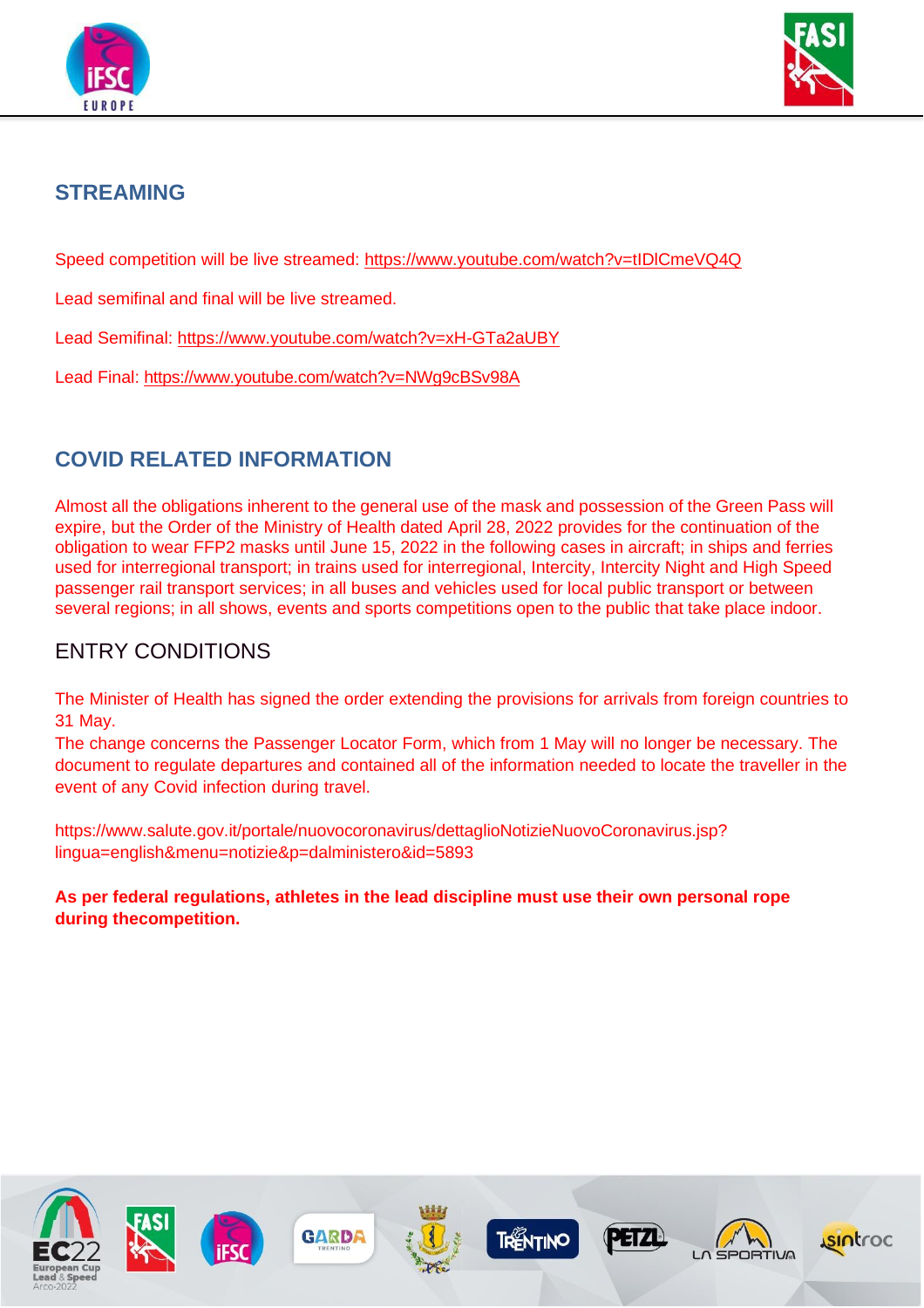## STREAMING

Speed competition will be live streamed: https://www.youtube.com/watch?v=tIDlCmeVQ4Q

Lead semifinal and final will be live streamed.

Lead Semifinal: https://www.youtube.com/watch?v=xH-GTa2aUBY

Lead Final: https://www.youtube.com/watch?v=NWg9cBSv98A

## COVID RELATED INFORMATION

Almost all the obligations inherent to the general use of the mask and possession of the Green Pass will expire, but the Order of the Ministry of Health dated April 28, 2022 provides for the continuation of the obligation to wear FFP2 masks until June 15, 2022 in the following cases in aircraft; in ships and ferries used for interregional transport; in trains used for interregional, Intercity, Intercity Night and High Speed passenger rail transport services; in all buses and vehicles used for local public transport or between several regions; in all shows, events and sports competitions open to the public that take place indoor.

## ENTRY CONDITIONS

The Minister of Health has signed the order extending the provisions for arrivals from foreign countries to 31 May.
The change concerns the Passenger Locator Form, which from 1 May will no longer be necessary. The document to regulate departures and contained all of the information needed to locate the traveller in the event of any Covid infection during travel.

https://www.salute.gov.it/portale/nuovocoronavirus/dettaglioNotizieNuovoCoronavirus.jsp?lingua=english&menu=notizie&p=dalministero&id=5893

**As per federal regulations, athletes in the lead discipline must use their own personal rope during thecompetition.**